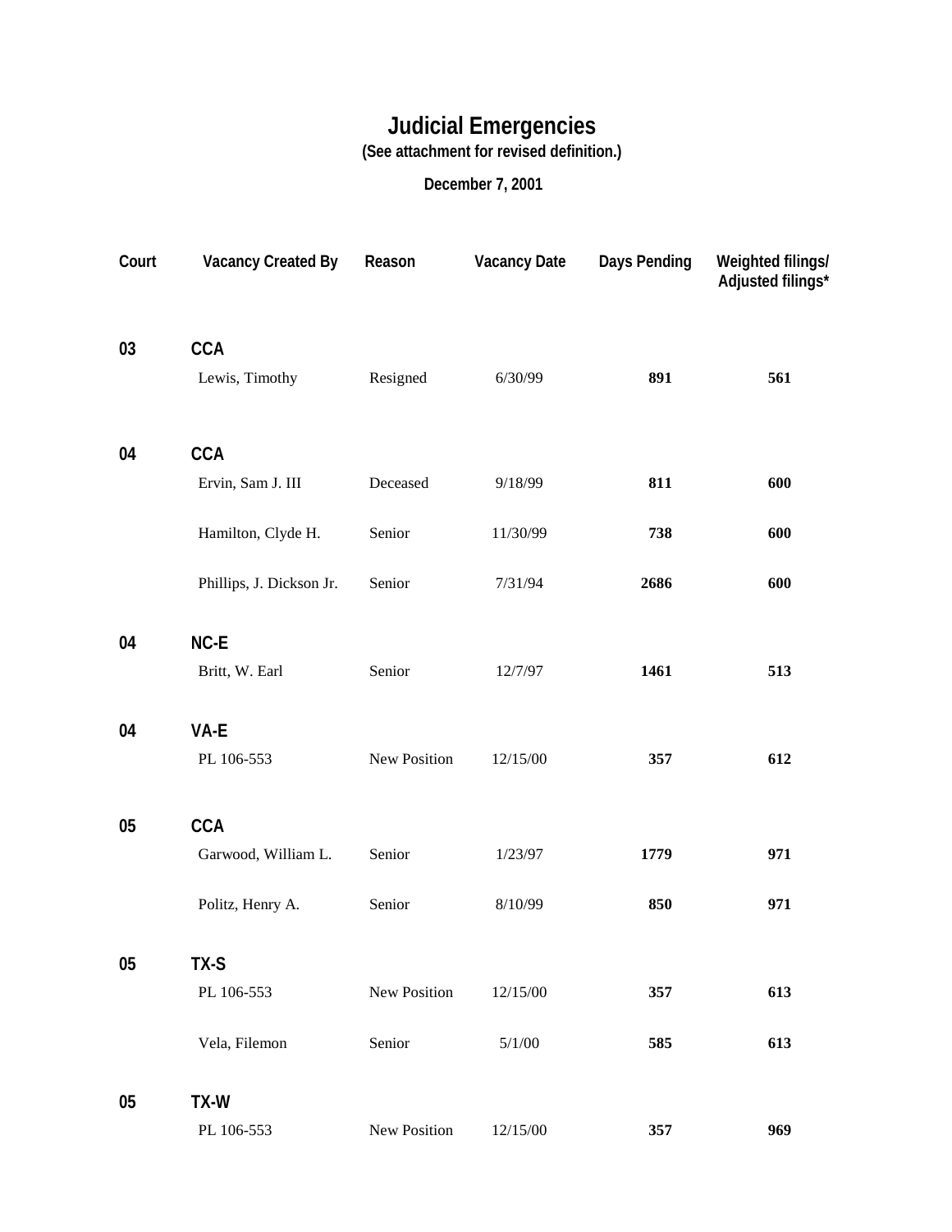# Judicial Emergencies

**(See attachment for revised definition.)**

**December 7, 2001**

| Court | Vacancy Created By | Reason | Vacancy Date | Days Pending | Weighted filings/ Adjusted filings* |
|---|---|---|---|---|---|
| **03** | **CCA** | | | | |
| | Lewis, Timothy | Resigned | 6/30/99 | **891** | **561** |
| **04** | **CCA** | | | | |
| | Ervin, Sam J. III | Deceased | 9/18/99 | **811** | **600** |
| | Hamilton, Clyde H. | Senior | 11/30/99 | **738** | **600** |
| | Phillips, J. Dickson Jr. | Senior | 7/31/94 | **2686** | **600** |
| **04** | **NC-E** | | | | |
| | Britt, W. Earl | Senior | 12/7/97 | **1461** | **513** |
| **04** | **VA-E** | | | | |
| | PL 106-553 | New Position | 12/15/00 | **357** | **612** |
| **05** | **CCA** | | | | |
| | Garwood, William L. | Senior | 1/23/97 | **1779** | **971** |
| | Politz, Henry A. | Senior | 8/10/99 | **850** | **971** |
| **05** | **TX-S** | | | | |
| | PL 106-553 | New Position | 12/15/00 | **357** | **613** |
| | Vela, Filemon | Senior | 5/1/00 | **585** | **613** |
| **05** | **TX-W** | | | | |
| | PL 106-553 | New Position | 12/15/00 | **357** | **969** |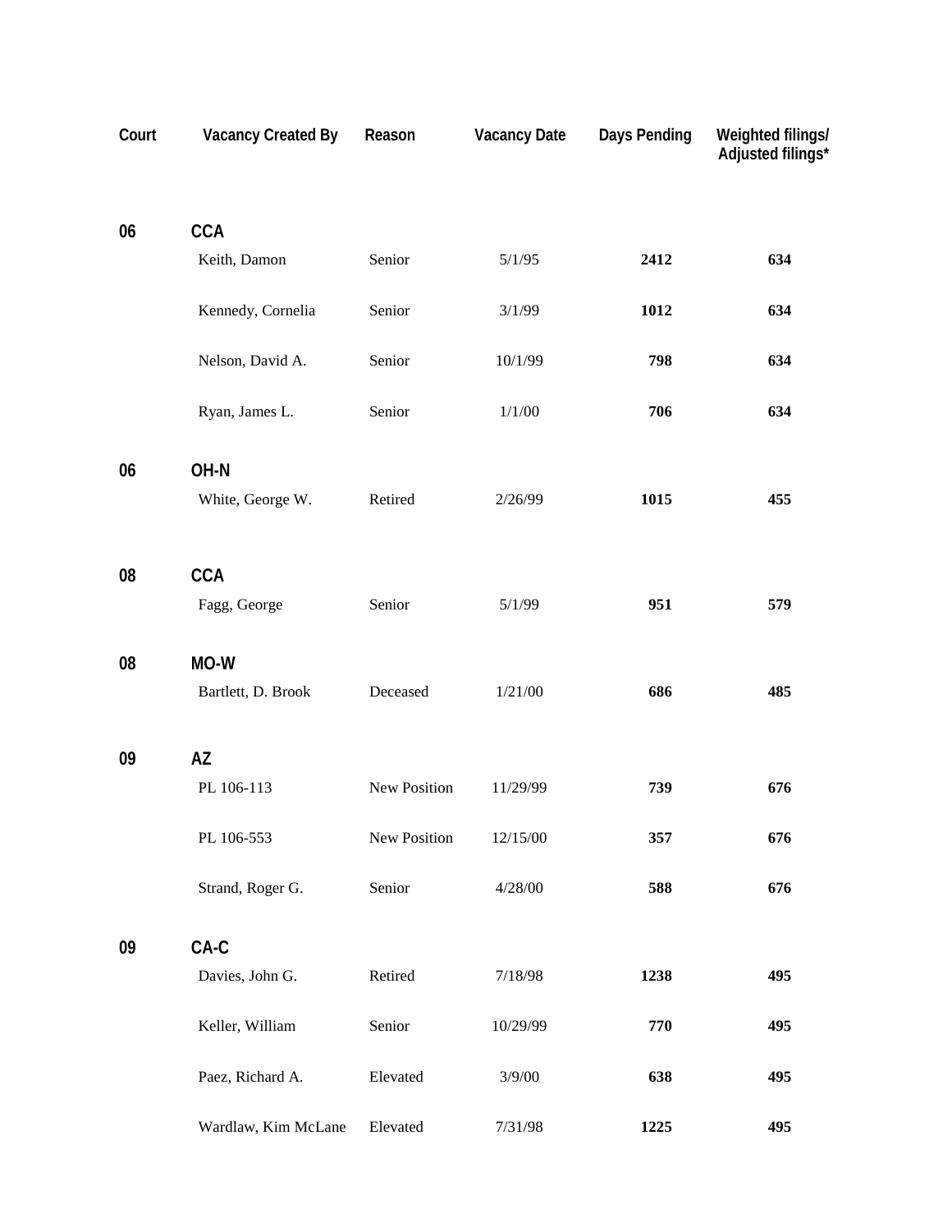| Court | Vacancy Created By | Reason | Vacancy Date | Days Pending | Weighted filings/ Adjusted filings* |
|---|---|---|---|---|---|
| **06** | **CCA** | | | | |
| | Keith, Damon | Senior | 5/1/95 | **2412** | **634** |
| | Kennedy, Cornelia | Senior | 3/1/99 | **1012** | **634** |
| | Nelson, David A. | Senior | 10/1/99 | **798** | **634** |
| | Ryan, James L. | Senior | 1/1/00 | **706** | **634** |
| **06** | **OH-N** | | | | |
| | White, George W. | Retired | 2/26/99 | **1015** | **455** |
| **08** | **CCA** | | | | |
| | Fagg, George | Senior | 5/1/99 | **951** | **579** |
| **08** | **MO-W** | | | | |
| | Bartlett, D. Brook | Deceased | 1/21/00 | **686** | **485** |
| **09** | **AZ** | | | | |
| | PL 106-113 | New Position | 11/29/99 | **739** | **676** |
| | PL 106-553 | New Position | 12/15/00 | **357** | **676** |
| | Strand, Roger G. | Senior | 4/28/00 | **588** | **676** |
| **09** | **CA-C** | | | | |
| | Davies, John G. | Retired | 7/18/98 | **1238** | **495** |
| | Keller, William | Senior | 10/29/99 | **770** | **495** |
| | Paez, Richard A. | Elevated | 3/9/00 | **638** | **495** |
| | Wardlaw, Kim McLane | Elevated | 7/31/98 | **1225** | **495** |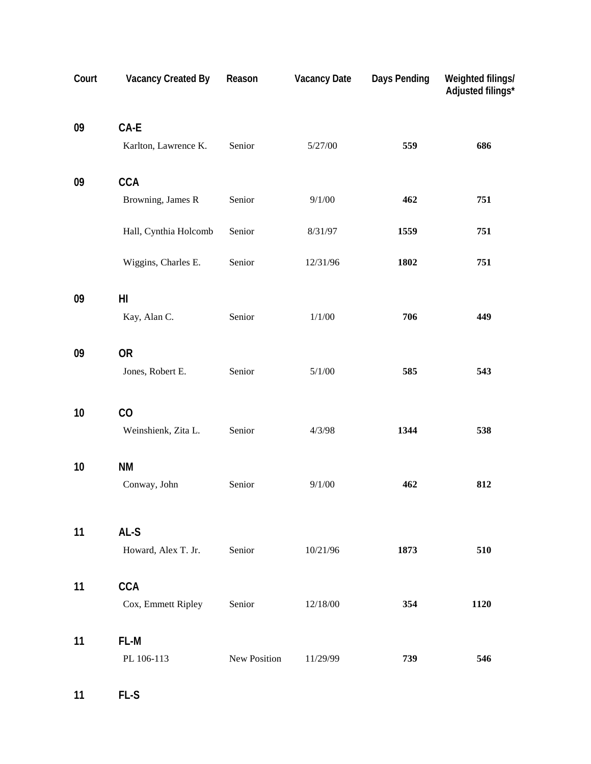| Court | Vacancy Created By | Reason | Vacancy Date | Days Pending | Weighted filings/ Adjusted filings* |
|---|---|---|---|---|---|
| **09** | **CA-E** | | | | |
| | Karlton, Lawrence K. | Senior | 5/27/00 | **559** | **686** |
| **09** | **CCA** | | | | |
| | Browning, James R | Senior | 9/1/00 | **462** | **751** |
| | Hall, Cynthia Holcomb | Senior | 8/31/97 | **1559** | **751** |
| | Wiggins, Charles E. | Senior | 12/31/96 | **1802** | **751** |
| **09** | **HI** | | | | |
| | Kay, Alan C. | Senior | 1/1/00 | **706** | **449** |
| **09** | **OR** | | | | |
| | Jones, Robert E. | Senior | 5/1/00 | **585** | **543** |
| **10** | **CO** | | | | |
| | Weinshienk, Zita L. | Senior | 4/3/98 | **1344** | **538** |
| **10** | **NM** | | | | |
| | Conway, John | Senior | 9/1/00 | **462** | **812** |
| **11** | **AL-S** | | | | |
| | Howard, Alex T. Jr. | Senior | 10/21/96 | **1873** | **510** |
| **11** | **CCA** | | | | |
| | Cox, Emmett Ripley | Senior | 12/18/00 | **354** | **1120** |
| **11** | **FL-M** | | | | |
| | PL 106-113 | New Position | 11/29/99 | **739** | **546** |
| **11** | **FL-S** | | | | |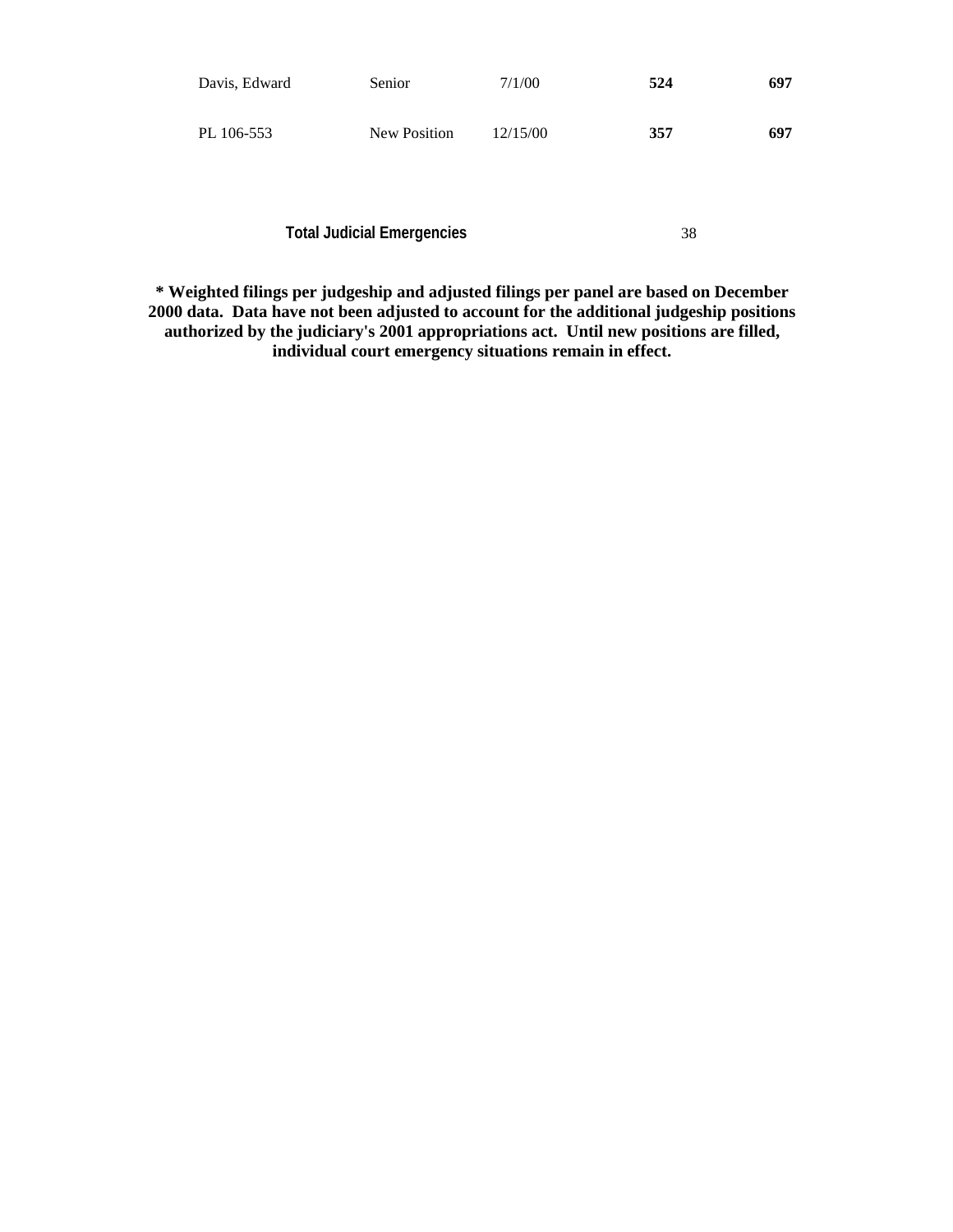| | | | | |
|---|---|---|---|---|
| Davis, Edward | Senior | 7/1/00 | **524** | **697** |
| PL 106-553 | New Position | 12/15/00 | **357** | **697** |

**Total Judicial Emergencies** 38

**\* Weighted filings per judgeship and adjusted filings per panel are based on December 2000 data. Data have not been adjusted to account for the additional judgeship positions authorized by the judiciary's 2001 appropriations act. Until new positions are filled, individual court emergency situations remain in effect.**